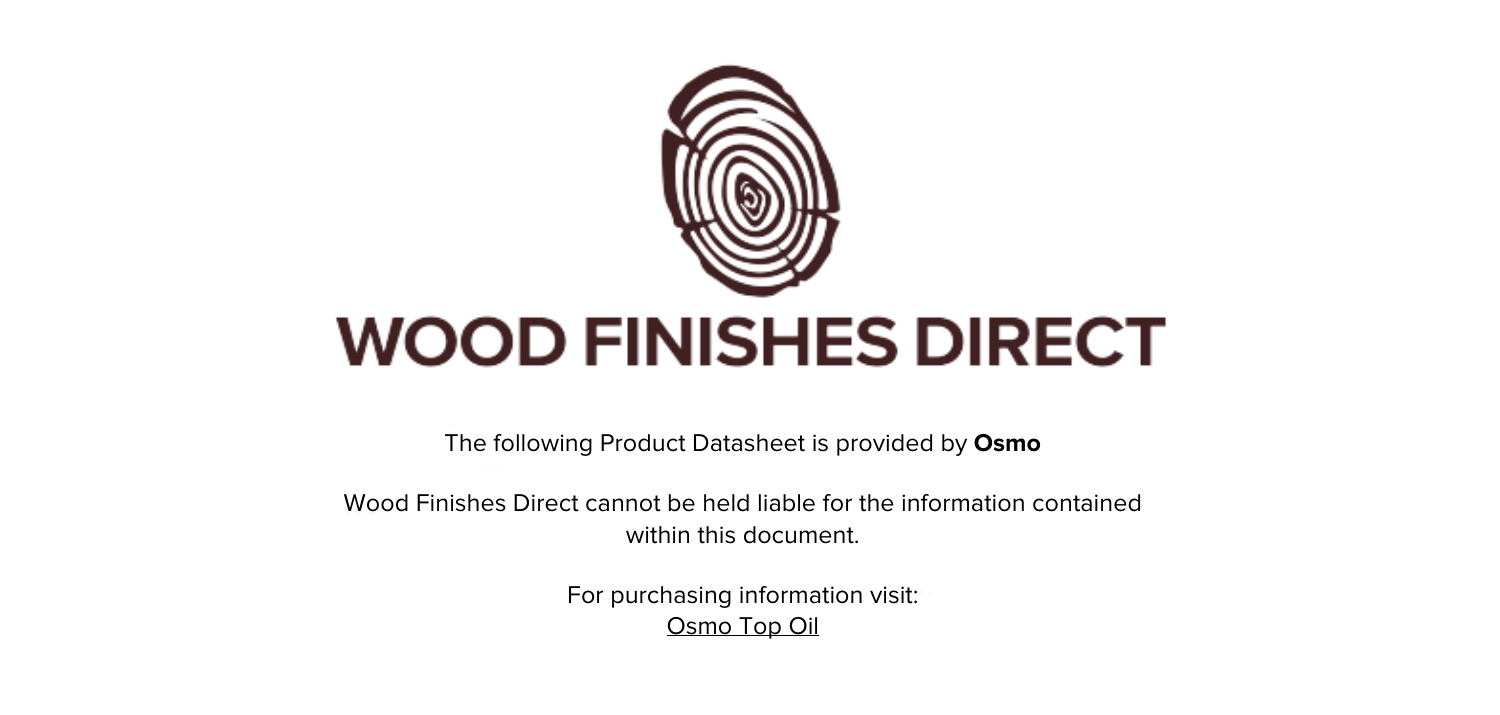# WOOD FINISHES DIRECT

The following Product Datasheet is provided by **Osmo**

Wood Finishes Direct cannot be held liable for the information contained within this document.

For purchasing information visit:
Osmo Top Oil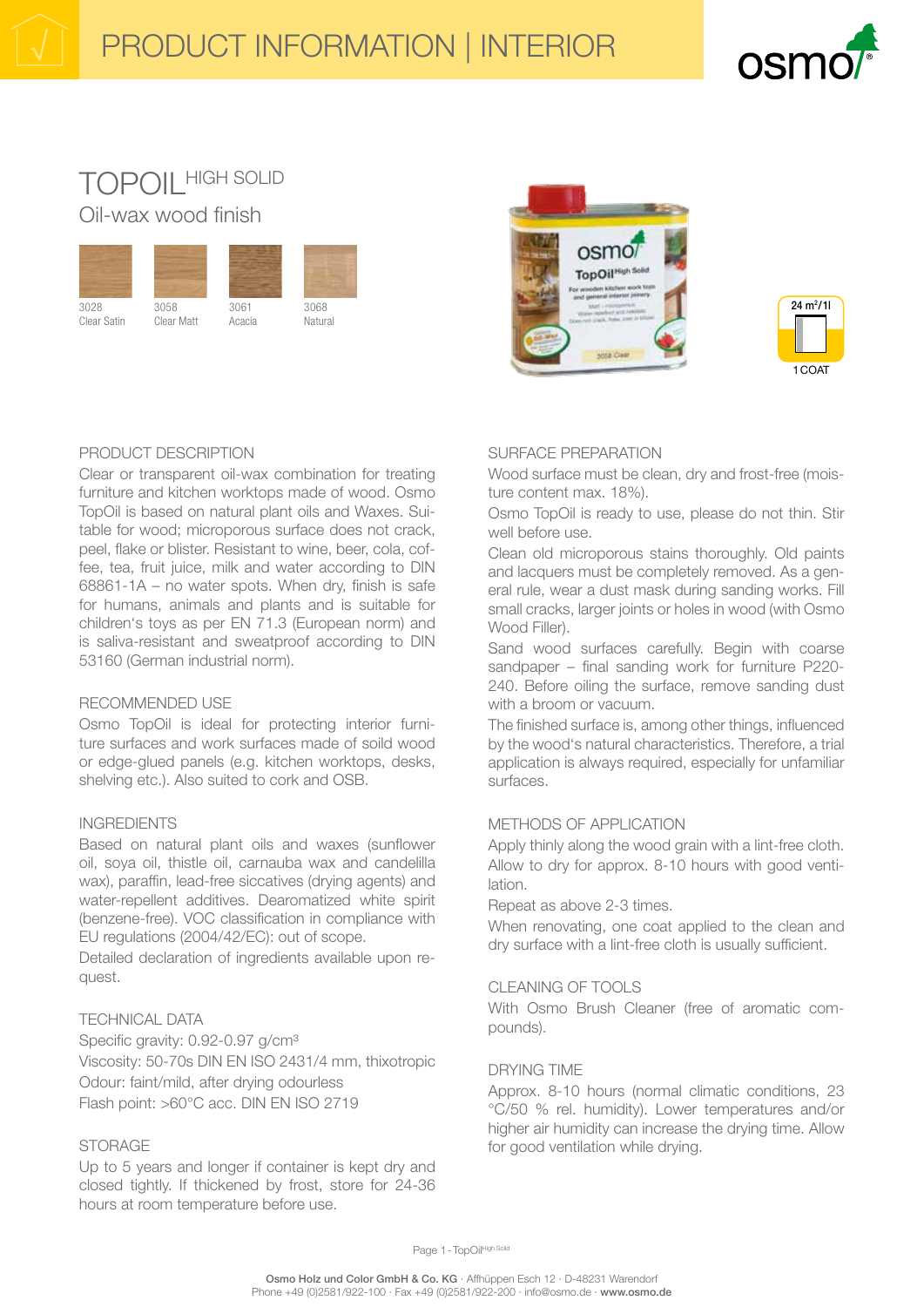# PRODUCT INFORMATION | INTERIOR

## TOPOIL HIGH SOLID

Oil-wax wood finish

3028 Clear Satin
3058 Clear Matt
3061 Acacia
3068 Natural

24 m²/1l
1 COAT

### PRODUCT DESCRIPTION

Clear or transparent oil-wax combination for treating furniture and kitchen worktops made of wood. Osmo TopOil is based on natural plant oils and Waxes. Suitable for wood; microporous surface does not crack, peel, flake or blister. Resistant to wine, beer, cola, coffee, tea, fruit juice, milk and water according to DIN 68861-1A – no water spots. When dry, finish is safe for humans, animals and plants and is suitable for children's toys as per EN 71.3 (European norm) and is saliva-resistant and sweatproof according to DIN 53160 (German industrial norm).

### RECOMMENDED USE

Osmo TopOil is ideal for protecting interior furniture surfaces and work surfaces made of soild wood or edge-glued panels (e.g. kitchen worktops, desks, shelving etc.). Also suited to cork and OSB.

### INGREDIENTS

Based on natural plant oils and waxes (sunflower oil, soya oil, thistle oil, carnauba wax and candelilla wax), paraffin, lead-free siccatives (drying agents) and water-repellent additives. Dearomatized white spirit (benzene-free). VOC classification in compliance with EU regulations (2004/42/EC): out of scope.

Detailed declaration of ingredients available upon request.

### TECHNICAL DATA

Specific gravity: 0.92-0.97 g/cm³
Viscosity: 50-70s DIN EN ISO 2431/4 mm, thixotropic
Odour: faint/mild, after drying odourless
Flash point: >60°C acc. DIN EN ISO 2719

### STORAGE

Up to 5 years and longer if container is kept dry and closed tightly. If thickened by frost, store for 24-36 hours at room temperature before use.

### SURFACE PREPARATION

Wood surface must be clean, dry and frost-free (moisture content max. 18%).

Osmo TopOil is ready to use, please do not thin. Stir well before use.

Clean old microporous stains thoroughly. Old paints and lacquers must be completely removed. As a general rule, wear a dust mask during sanding works. Fill small cracks, larger joints or holes in wood (with Osmo Wood Filler).

Sand wood surfaces carefully. Begin with coarse sandpaper – final sanding work for furniture P220-240. Before oiling the surface, remove sanding dust with a broom or vacuum.

The finished surface is, among other things, influenced by the wood's natural characteristics. Therefore, a trial application is always required, especially for unfamiliar surfaces.

### METHODS OF APPLICATION

Apply thinly along the wood grain with a lint-free cloth. Allow to dry for approx. 8-10 hours with good ventilation.

Repeat as above 2-3 times.

When renovating, one coat applied to the clean and dry surface with a lint-free cloth is usually sufficient.

### CLEANING OF TOOLS

With Osmo Brush Cleaner (free of aromatic compounds).

### DRYING TIME

Approx. 8-10 hours (normal climatic conditions, 23 °C/50 % rel. humidity). Lower temperatures and/or higher air humidity can increase the drying time. Allow for good ventilation while drying.

**Osmo Holz und Color GmbH & Co. KG** · Affhüppen Esch 12 · D-48231 Warendorf
Phone +49 (0)2581/922-100 · Fax +49 (0)2581/922-200 · info@osmo.de · **www.osmo.de**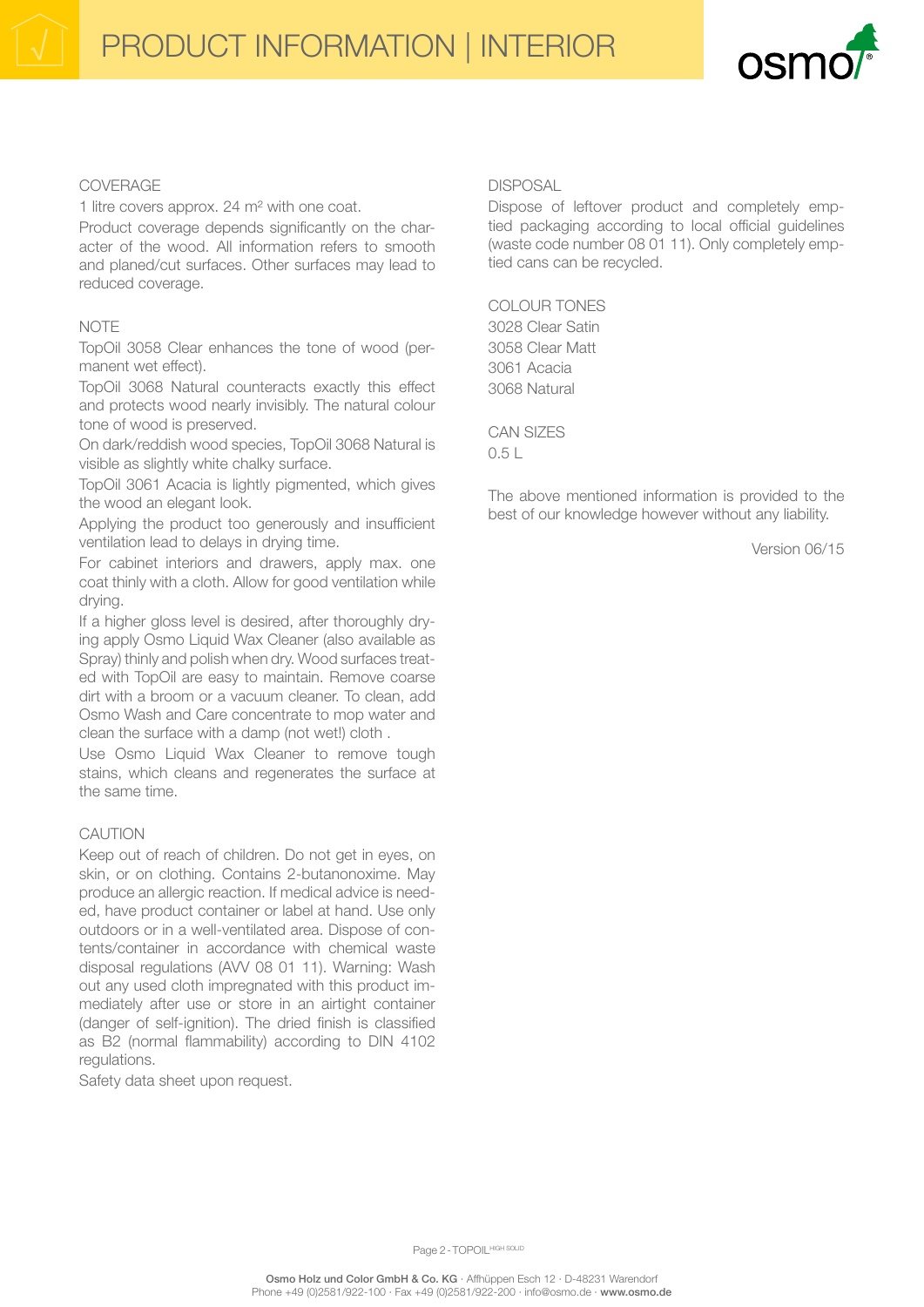## COVERAGE

1 litre covers approx. 24 m² with one coat.

Product coverage depends significantly on the character of the wood. All information refers to smooth and planed/cut surfaces. Other surfaces may lead to reduced coverage.

## NOTE

TopOil 3058 Clear enhances the tone of wood (permanent wet effect).

TopOil 3068 Natural counteracts exactly this effect and protects wood nearly invisibly. The natural colour tone of wood is preserved.

On dark/reddish wood species, TopOil 3068 Natural is visible as slightly white chalky surface.

TopOil 3061 Acacia is lightly pigmented, which gives the wood an elegant look.

Applying the product too generously and insufficient ventilation lead to delays in drying time.

For cabinet interiors and drawers, apply max. one coat thinly with a cloth. Allow for good ventilation while drying.

If a higher gloss level is desired, after thoroughly drying apply Osmo Liquid Wax Cleaner (also available as Spray) thinly and polish when dry. Wood surfaces treated with TopOil are easy to maintain. Remove coarse dirt with a broom or a vacuum cleaner. To clean, add Osmo Wash and Care concentrate to mop water and clean the surface with a damp (not wet!) cloth .

Use Osmo Liquid Wax Cleaner to remove tough stains, which cleans and regenerates the surface at the same time.

## CAUTION

Keep out of reach of children. Do not get in eyes, on skin, or on clothing. Contains 2-butanonoxime. May produce an allergic reaction. If medical advice is needed, have product container or label at hand. Use only outdoors or in a well-ventilated area. Dispose of contents/container in accordance with chemical waste disposal regulations (AVV 08 01 11). Warning: Wash out any used cloth impregnated with this product immediately after use or store in an airtight container (danger of self-ignition). The dried finish is classified as B2 (normal flammability) according to DIN 4102 regulations.

Safety data sheet upon request.

## DISPOSAL

Dispose of leftover product and completely emptied packaging according to local official guidelines (waste code number 08 01 11). Only completely emptied cans can be recycled.

## COLOUR TONES

3028 Clear Satin
3058 Clear Matt
3061 Acacia
3068 Natural

## CAN SIZES

0.5 L

The above mentioned information is provided to the best of our knowledge however without any liability.

Version 06/15

**Osmo Holz und Color GmbH & Co. KG** · Affhüppen Esch 12 · D-48231 Warendorf
Phone +49 (0)2581/922-100 · Fax +49 (0)2581/922-200 · info@osmo.de · **www.osmo.de**